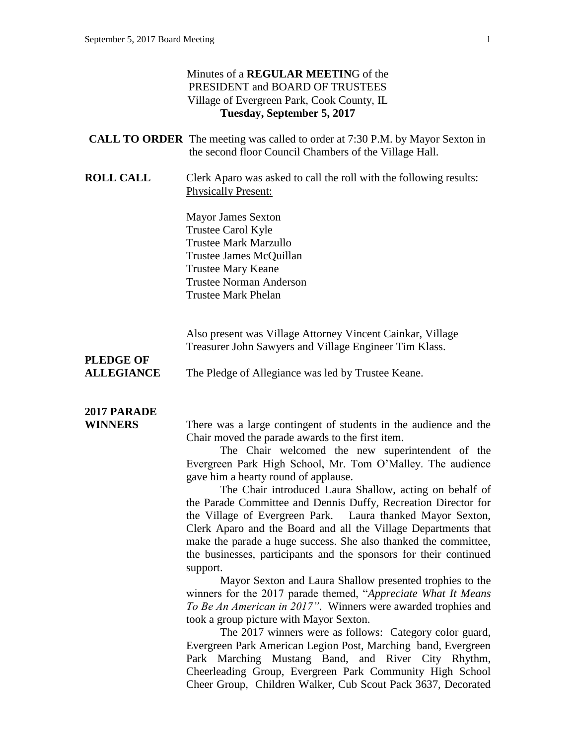Minutes of a **REGULAR MEETIN**G of the
PRESIDENT and BOARD OF TRUSTEES
Village of Evergreen Park, Cook County, IL
**Tuesday, September 5, 2017**

**CALL TO ORDER** The meeting was called to order at 7:30 P.M. by Mayor Sexton in the second floor Council Chambers of the Village Hall.

**ROLL CALL** Clerk Aparo was asked to call the roll with the following results:
Physically Present:

Mayor James Sexton
Trustee Carol Kyle
Trustee Mark Marzullo
Trustee James McQuillan
Trustee Mary Keane
Trustee Norman Anderson
Trustee Mark Phelan

Also present was Village Attorney Vincent Cainkar, Village Treasurer John Sawyers and Village Engineer Tim Klass.

**PLEDGE OF ALLEGIANCE** The Pledge of Allegiance was led by Trustee Keane.

**2017 PARADE WINNERS** There was a large contingent of students in the audience and the Chair moved the parade awards to the first item.

The Chair welcomed the new superintendent of the Evergreen Park High School, Mr. Tom O'Malley. The audience gave him a hearty round of applause.

The Chair introduced Laura Shallow, acting on behalf of the Parade Committee and Dennis Duffy, Recreation Director for the Village of Evergreen Park. Laura thanked Mayor Sexton, Clerk Aparo and the Board and all the Village Departments that make the parade a huge success. She also thanked the committee, the businesses, participants and the sponsors for their continued support.

Mayor Sexton and Laura Shallow presented trophies to the winners for the 2017 parade themed, "*Appreciate What It Means To Be An American in 2017"*. Winners were awarded trophies and took a group picture with Mayor Sexton.

The 2017 winners were as follows: Category color guard, Evergreen Park American Legion Post, Marching band, Evergreen Park Marching Mustang Band, and River City Rhythm, Cheerleading Group, Evergreen Park Community High School Cheer Group, Children Walker, Cub Scout Pack 3637, Decorated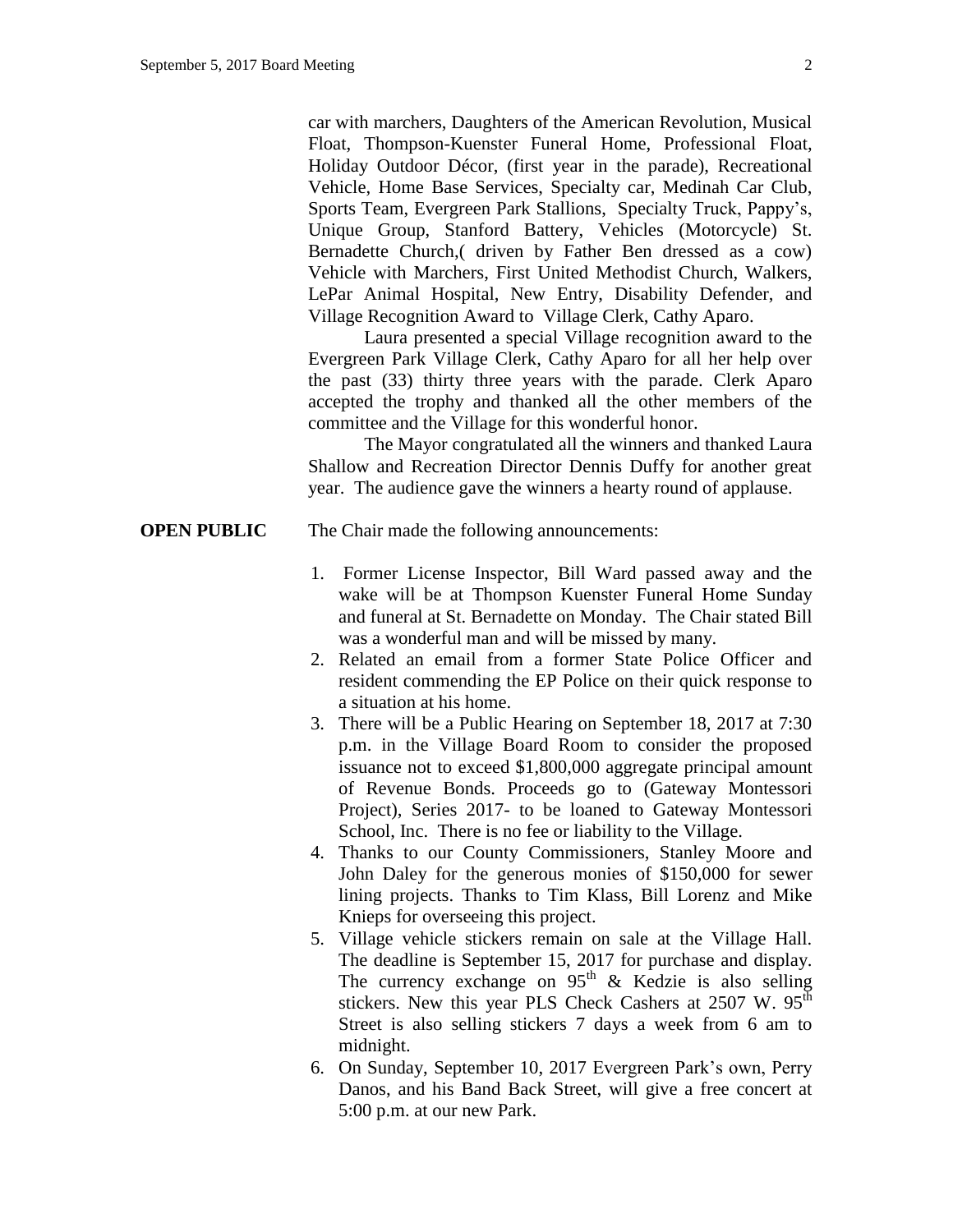car with marchers, Daughters of the American Revolution, Musical Float, Thompson-Kuenster Funeral Home, Professional Float, Holiday Outdoor Décor, (first year in the parade), Recreational Vehicle, Home Base Services, Specialty car, Medinah Car Club, Sports Team, Evergreen Park Stallions, Specialty Truck, Pappy's, Unique Group, Stanford Battery, Vehicles (Motorcycle) St. Bernadette Church,( driven by Father Ben dressed as a cow) Vehicle with Marchers, First United Methodist Church, Walkers, LePar Animal Hospital, New Entry, Disability Defender, and Village Recognition Award to Village Clerk, Cathy Aparo.

Laura presented a special Village recognition award to the Evergreen Park Village Clerk, Cathy Aparo for all her help over the past (33) thirty three years with the parade. Clerk Aparo accepted the trophy and thanked all the other members of the committee and the Village for this wonderful honor.

The Mayor congratulated all the winners and thanked Laura Shallow and Recreation Director Dennis Duffy for another great year. The audience gave the winners a hearty round of applause.

**OPEN PUBLIC** The Chair made the following announcements:

1. Former License Inspector, Bill Ward passed away and the wake will be at Thompson Kuenster Funeral Home Sunday and funeral at St. Bernadette on Monday. The Chair stated Bill was a wonderful man and will be missed by many.
2. Related an email from a former State Police Officer and resident commending the EP Police on their quick response to a situation at his home.
3. There will be a Public Hearing on September 18, 2017 at 7:30 p.m. in the Village Board Room to consider the proposed issuance not to exceed $1,800,000 aggregate principal amount of Revenue Bonds. Proceeds go to (Gateway Montessori Project), Series 2017- to be loaned to Gateway Montessori School, Inc. There is no fee or liability to the Village.
4. Thanks to our County Commissioners, Stanley Moore and John Daley for the generous monies of $150,000 for sewer lining projects. Thanks to Tim Klass, Bill Lorenz and Mike Knieps for overseeing this project.
5. Village vehicle stickers remain on sale at the Village Hall. The deadline is September 15, 2017 for purchase and display. The currency exchange on 95th & Kedzie is also selling stickers. New this year PLS Check Cashers at 2507 W. 95th Street is also selling stickers 7 days a week from 6 am to midnight.
6. On Sunday, September 10, 2017 Evergreen Park's own, Perry Danos, and his Band Back Street, will give a free concert at 5:00 p.m. at our new Park.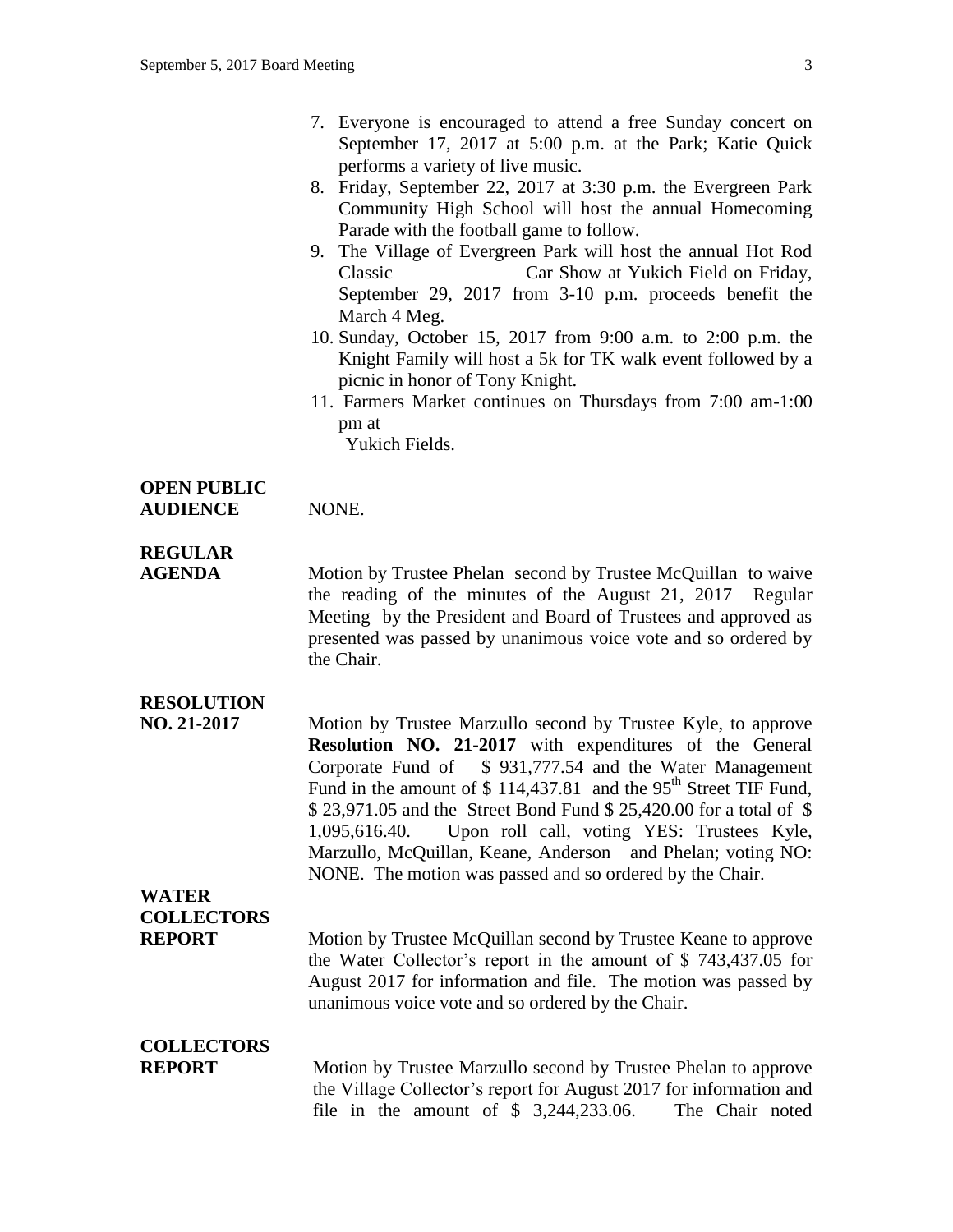7. Everyone is encouraged to attend a free Sunday concert on September 17, 2017 at 5:00 p.m. at the Park; Katie Quick performs a variety of live music.
8. Friday, September 22, 2017 at 3:30 p.m. the Evergreen Park Community High School will host the annual Homecoming Parade with the football game to follow.
9. The Village of Evergreen Park will host the annual Hot Rod Classic Car Show at Yukich Field on Friday, September 29, 2017 from 3-10 p.m. proceeds benefit the March 4 Meg.
10. Sunday, October 15, 2017 from 9:00 a.m. to 2:00 p.m. the Knight Family will host a 5k for TK walk event followed by a picnic in honor of Tony Knight.
11. Farmers Market continues on Thursdays from 7:00 am-1:00 pm at Yukich Fields.

**OPEN PUBLIC AUDIENCE**

NONE.

**REGULAR AGENDA**

Motion by Trustee Phelan second by Trustee McQuillan to waive the reading of the minutes of the August 21, 2017 Regular Meeting by the President and Board of Trustees and approved as presented was passed by unanimous voice vote and so ordered by the Chair.

**RESOLUTION NO. 21-2017**

Motion by Trustee Marzullo second by Trustee Kyle, to approve **Resolution NO. 21-2017** with expenditures of the General Corporate Fund of $ 931,777.54 and the Water Management Fund in the amount of $ 114,437.81 and the 95th Street TIF Fund, $ 23,971.05 and the Street Bond Fund $ 25,420.00 for a total of $ 1,095,616.40. Upon roll call, voting YES: Trustees Kyle, Marzullo, McQuillan, Keane, Anderson and Phelan; voting NO: NONE. The motion was passed and so ordered by the Chair.

**WATER COLLECTORS REPORT**

Motion by Trustee McQuillan second by Trustee Keane to approve the Water Collector's report in the amount of $ 743,437.05 for August 2017 for information and file. The motion was passed by unanimous voice vote and so ordered by the Chair.

**COLLECTORS REPORT**

Motion by Trustee Marzullo second by Trustee Phelan to approve the Village Collector's report for August 2017 for information and file in the amount of $ 3,244,233.06. The Chair noted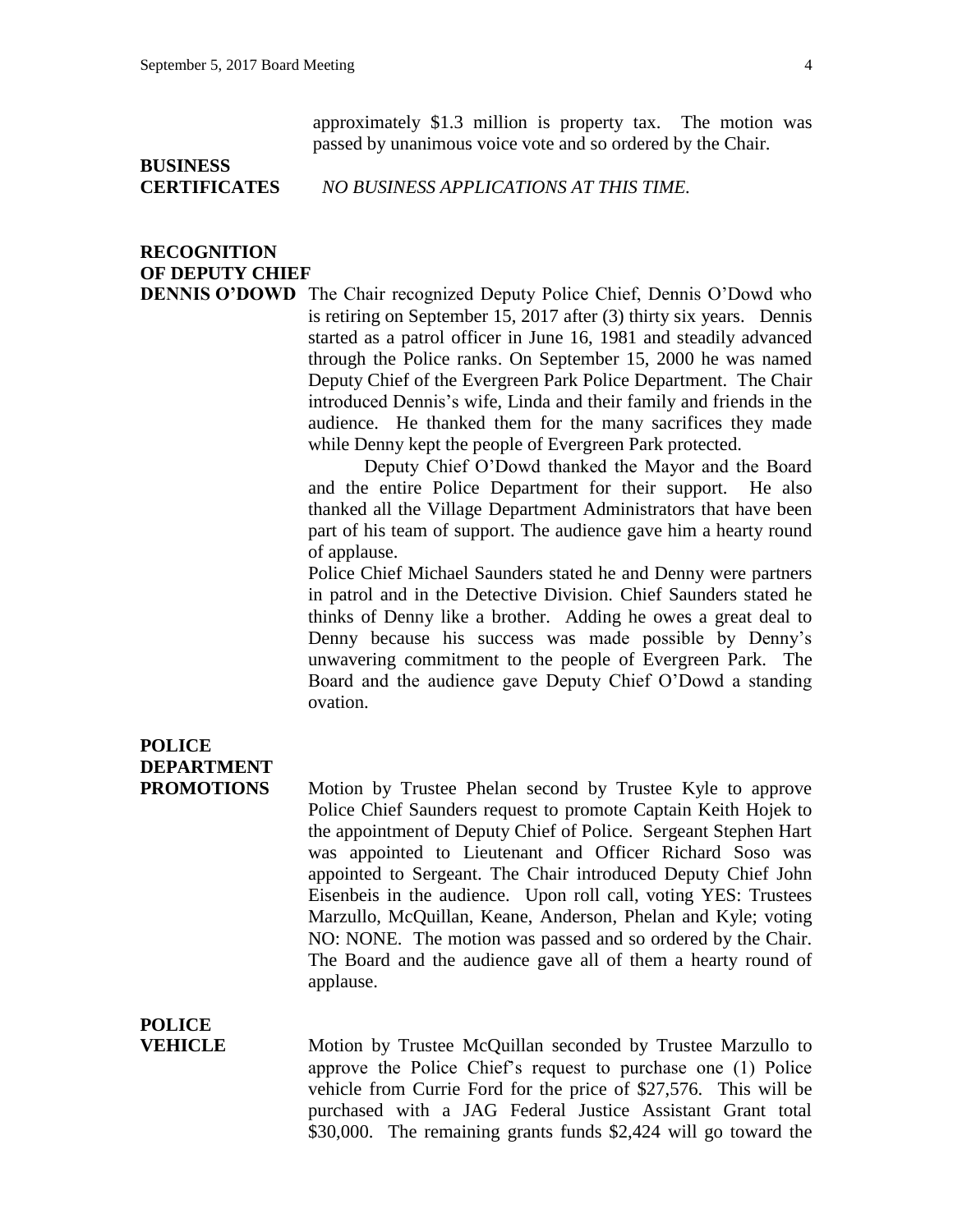approximately $1.3 million is property tax. The motion was passed by unanimous voice vote and so ordered by the Chair.

**BUSINESS CERTIFICATES** *NO BUSINESS APPLICATIONS AT THIS TIME.*

**RECOGNITION OF DEPUTY CHIEF DENNIS O'DOWD** The Chair recognized Deputy Police Chief, Dennis O'Dowd who is retiring on September 15, 2017 after (3) thirty six years. Dennis started as a patrol officer in June 16, 1981 and steadily advanced through the Police ranks. On September 15, 2000 he was named Deputy Chief of the Evergreen Park Police Department. The Chair introduced Dennis's wife, Linda and their family and friends in the audience. He thanked them for the many sacrifices they made while Denny kept the people of Evergreen Park protected.

Deputy Chief O'Dowd thanked the Mayor and the Board and the entire Police Department for their support. He also thanked all the Village Department Administrators that have been part of his team of support. The audience gave him a hearty round of applause.

Police Chief Michael Saunders stated he and Denny were partners in patrol and in the Detective Division. Chief Saunders stated he thinks of Denny like a brother. Adding he owes a great deal to Denny because his success was made possible by Denny's unwavering commitment to the people of Evergreen Park. The Board and the audience gave Deputy Chief O'Dowd a standing ovation.

**POLICE DEPARTMENT PROMOTIONS** Motion by Trustee Phelan second by Trustee Kyle to approve Police Chief Saunders request to promote Captain Keith Hojek to the appointment of Deputy Chief of Police. Sergeant Stephen Hart was appointed to Lieutenant and Officer Richard Soso was appointed to Sergeant. The Chair introduced Deputy Chief John Eisenbeis in the audience. Upon roll call, voting YES: Trustees Marzullo, McQuillan, Keane, Anderson, Phelan and Kyle; voting NO: NONE. The motion was passed and so ordered by the Chair. The Board and the audience gave all of them a hearty round of applause.

**POLICE VEHICLE** Motion by Trustee McQuillan seconded by Trustee Marzullo to approve the Police Chief's request to purchase one (1) Police vehicle from Currie Ford for the price of $27,576. This will be purchased with a JAG Federal Justice Assistant Grant total $30,000. The remaining grants funds $2,424 will go toward the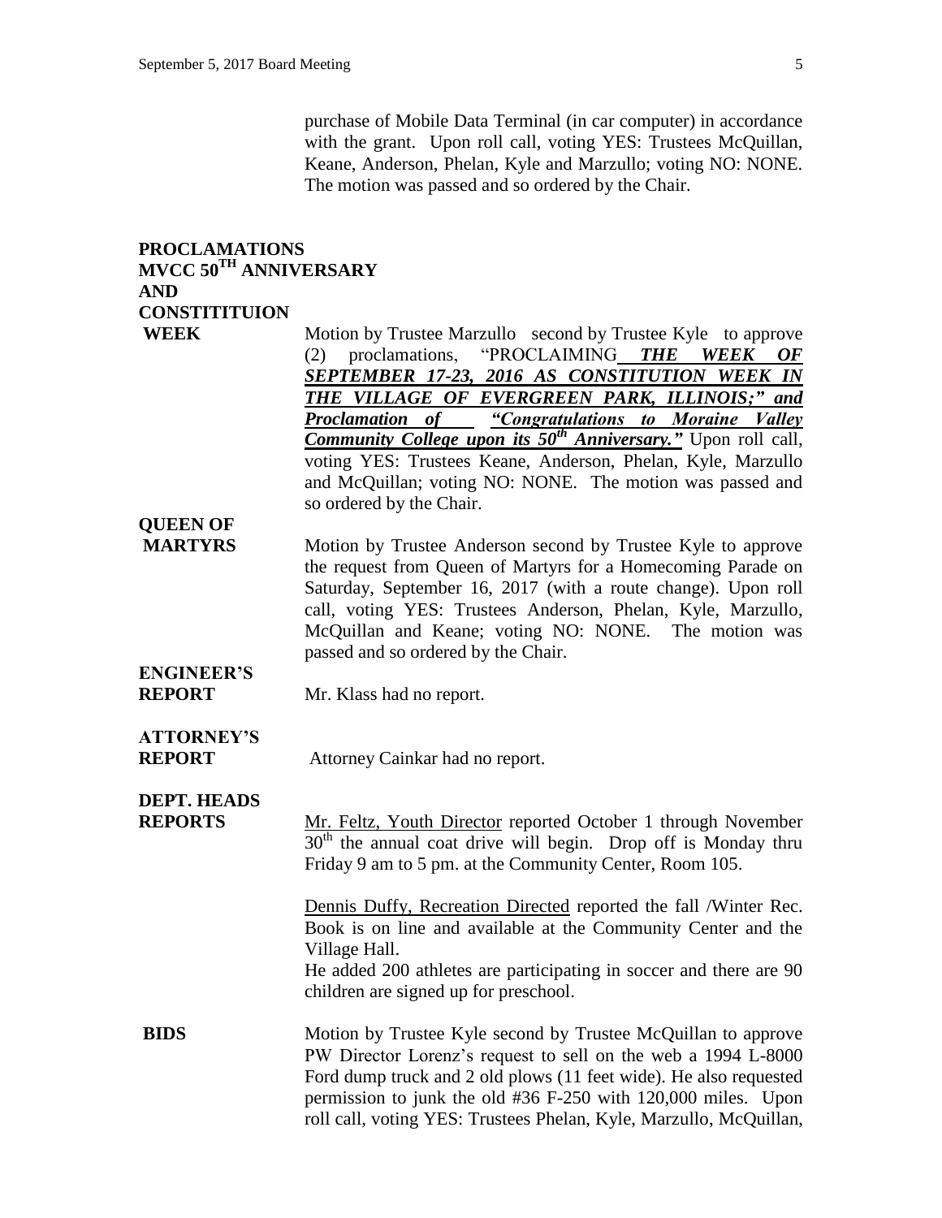purchase of Mobile Data Terminal (in car computer) in accordance with the grant. Upon roll call, voting YES: Trustees McQuillan, Keane, Anderson, Phelan, Kyle and Marzullo; voting NO: NONE. The motion was passed and so ordered by the Chair.

**PROCLAMATIONS MVCC 50TH ANNIVERSARY AND CONSTITITUION WEEK**

Motion by Trustee Marzullo second by Trustee Kyle to approve (2) proclamations, "PROCLAIMING ***THE WEEK OF SEPTEMBER 17-23, 2016 AS CONSTITUTION WEEK IN THE VILLAGE OF EVERGREEN PARK, ILLINOIS;" and Proclamation of "Congratulations to Moraine Valley Community College upon its 50th Anniversary."*** Upon roll call, voting YES: Trustees Keane, Anderson, Phelan, Kyle, Marzullo and McQuillan; voting NO: NONE. The motion was passed and so ordered by the Chair.

**QUEEN OF MARTYRS**

Motion by Trustee Anderson second by Trustee Kyle to approve the request from Queen of Martyrs for a Homecoming Parade on Saturday, September 16, 2017 (with a route change). Upon roll call, voting YES: Trustees Anderson, Phelan, Kyle, Marzullo, McQuillan and Keane; voting NO: NONE. The motion was passed and so ordered by the Chair.

**ENGINEER'S REPORT**

Mr. Klass had no report.

**ATTORNEY'S REPORT**

Attorney Cainkar had no report.

**DEPT. HEADS REPORTS**

Mr. Feltz, Youth Director reported October 1 through November 30th the annual coat drive will begin. Drop off is Monday thru Friday 9 am to 5 pm. at the Community Center, Room 105.

Dennis Duffy, Recreation Directed reported the fall /Winter Rec. Book is on line and available at the Community Center and the Village Hall.
He added 200 athletes are participating in soccer and there are 90 children are signed up for preschool.

**BIDS**

Motion by Trustee Kyle second by Trustee McQuillan to approve PW Director Lorenz's request to sell on the web a 1994 L-8000 Ford dump truck and 2 old plows (11 feet wide). He also requested permission to junk the old #36 F-250 with 120,000 miles. Upon roll call, voting YES: Trustees Phelan, Kyle, Marzullo, McQuillan,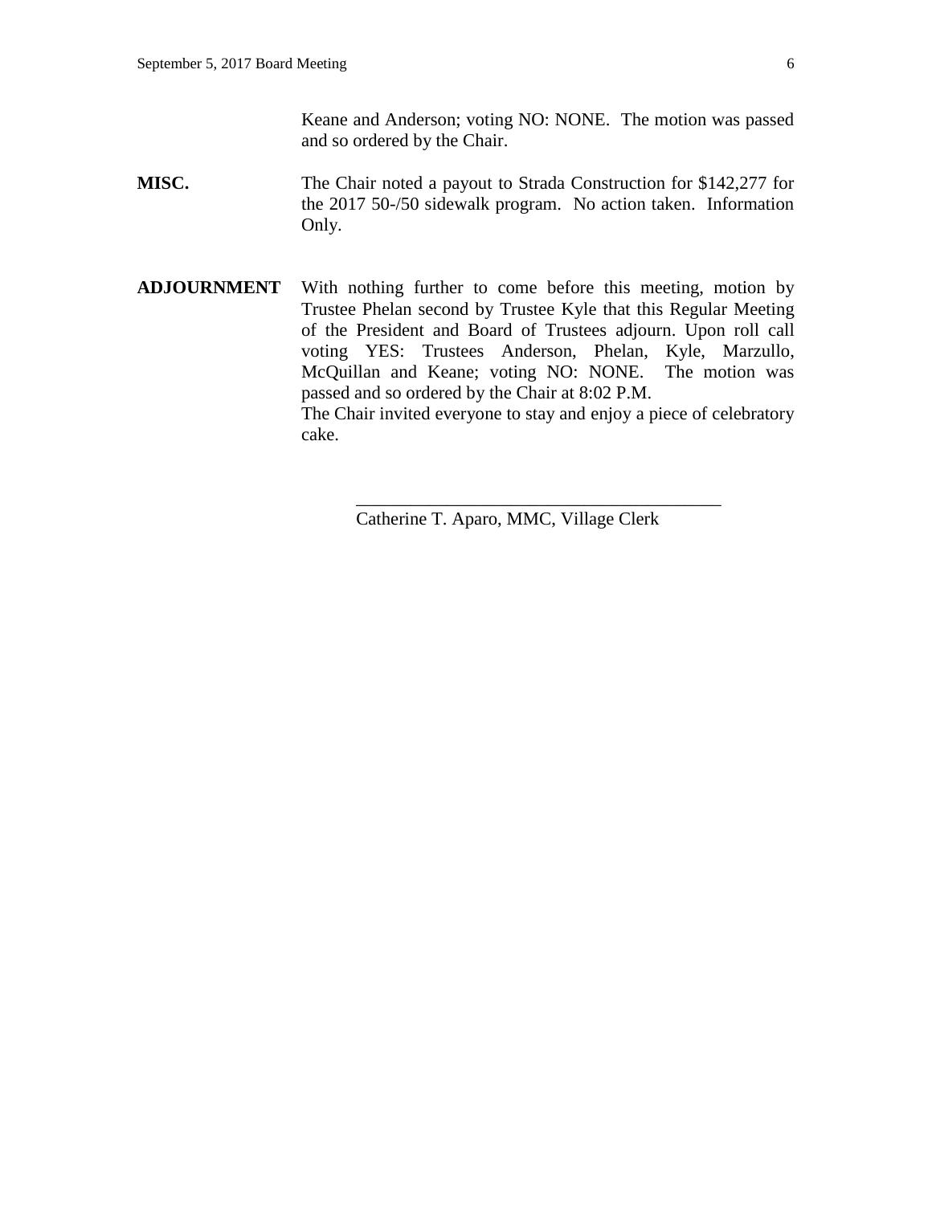Keane and Anderson; voting NO: NONE. The motion was passed and so ordered by the Chair.

**MISC.** The Chair noted a payout to Strada Construction for $142,277 for the 2017 50-/50 sidewalk program. No action taken. Information Only.

**ADJOURNMENT** With nothing further to come before this meeting, motion by Trustee Phelan second by Trustee Kyle that this Regular Meeting of the President and Board of Trustees adjourn. Upon roll call voting YES: Trustees Anderson, Phelan, Kyle, Marzullo, McQuillan and Keane; voting NO: NONE. The motion was passed and so ordered by the Chair at 8:02 P.M.
The Chair invited everyone to stay and enjoy a piece of celebratory cake.

\_\_\_\_\_\_\_\_\_\_\_\_\_\_\_\_\_\_\_\_\_\_\_\_\_\_\_\_\_\_\_\_\_\_\_\_\_\_\_\_

Catherine T. Aparo, MMC, Village Clerk